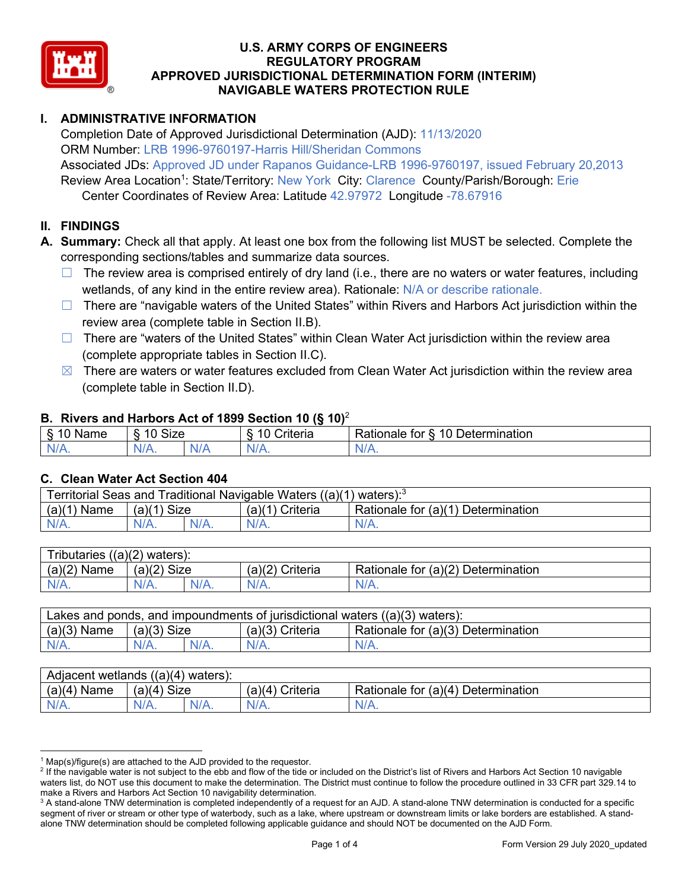# U.S. ARMY CORPS OF ENGINEERS
# REGULATORY PROGRAM
# APPROVED JURISDICTIONAL DETERMINATION FORM (INTERIM)
# NAVIGABLE WATERS PROTECTION RULE

## I. ADMINISTRATIVE INFORMATION

Completion Date of Approved Jurisdictional Determination (AJD): 11/13/2020
ORM Number: LRB 1996-9760197-Harris Hill/Sheridan Commons
Associated JDs: Approved JD under Rapanos Guidance-LRB 1996-9760197, issued February 20,2013
Review Area Location[1]: State/Territory: New York City: Clarence County/Parish/Borough: Erie
Center Coordinates of Review Area: Latitude 42.97972 Longitude -78.67916

## II. FINDINGS

**A. Summary:** Check all that apply. At least one box from the following list MUST be selected. Complete the corresponding sections/tables and summarize data sources.

- ☐ The review area is comprised entirely of dry land (i.e., there are no waters or water features, including wetlands, of any kind in the entire review area). Rationale: N/A or describe rationale.
- ☐ There are "navigable waters of the United States" within Rivers and Harbors Act jurisdiction within the review area (complete table in Section II.B).
- ☐ There are "waters of the United States" within Clean Water Act jurisdiction within the review area (complete appropriate tables in Section II.C).
- ☒ There are waters or water features excluded from Clean Water Act jurisdiction within the review area (complete table in Section II.D).

### B. Rivers and Harbors Act of 1899 Section 10 (§ 10)[2]

| § 10 Name | § 10 Size | | § 10 Criteria | Rationale for § 10 Determination |
|---|---|---|---|---|
| N/A. | N/A. | N/A | N/A. | N/A. |

### C. Clean Water Act Section 404

| Territorial Seas and Traditional Navigable Waters ((a)(1) waters):[3] | | | | |
|---|---|---|---|---|
| (a)(1) Name | (a)(1) Size | | (a)(1) Criteria | Rationale for (a)(1) Determination |
| N/A. | N/A. | N/A. | N/A. | N/A. |

| Tributaries ((a)(2) waters): | | | | |
|---|---|---|---|---|
| (a)(2) Name | (a)(2) Size | | (a)(2) Criteria | Rationale for (a)(2) Determination |
| N/A. | N/A. | N/A. | N/A. | N/A. |

| Lakes and ponds, and impoundments of jurisdictional waters ((a)(3) waters): | | | | |
|---|---|---|---|---|
| (a)(3) Name | (a)(3) Size | | (a)(3) Criteria | Rationale for (a)(3) Determination |
| N/A. | N/A. | N/A. | N/A. | N/A. |

| Adjacent wetlands ((a)(4) waters): | | | | |
|---|---|---|---|---|
| (a)(4) Name | (a)(4) Size | | (a)(4) Criteria | Rationale for (a)(4) Determination |
| N/A. | N/A. | N/A. | N/A. | N/A. |

---

[1] Map(s)/figure(s) are attached to the AJD provided to the requestor.
[2] If the navigable water is not subject to the ebb and flow of the tide or included on the District's list of Rivers and Harbors Act Section 10 navigable waters list, do NOT use this document to make the determination. The District must continue to follow the procedure outlined in 33 CFR part 329.14 to make a Rivers and Harbors Act Section 10 navigability determination.
[3] A stand-alone TNW determination is completed independently of a request for an AJD. A stand-alone TNW determination is conducted for a specific segment of river or stream or other type of waterbody, such as a lake, where upstream or downstream limits or lake borders are established. A stand-alone TNW determination should be completed following applicable guidance and should NOT be documented on the AJD Form.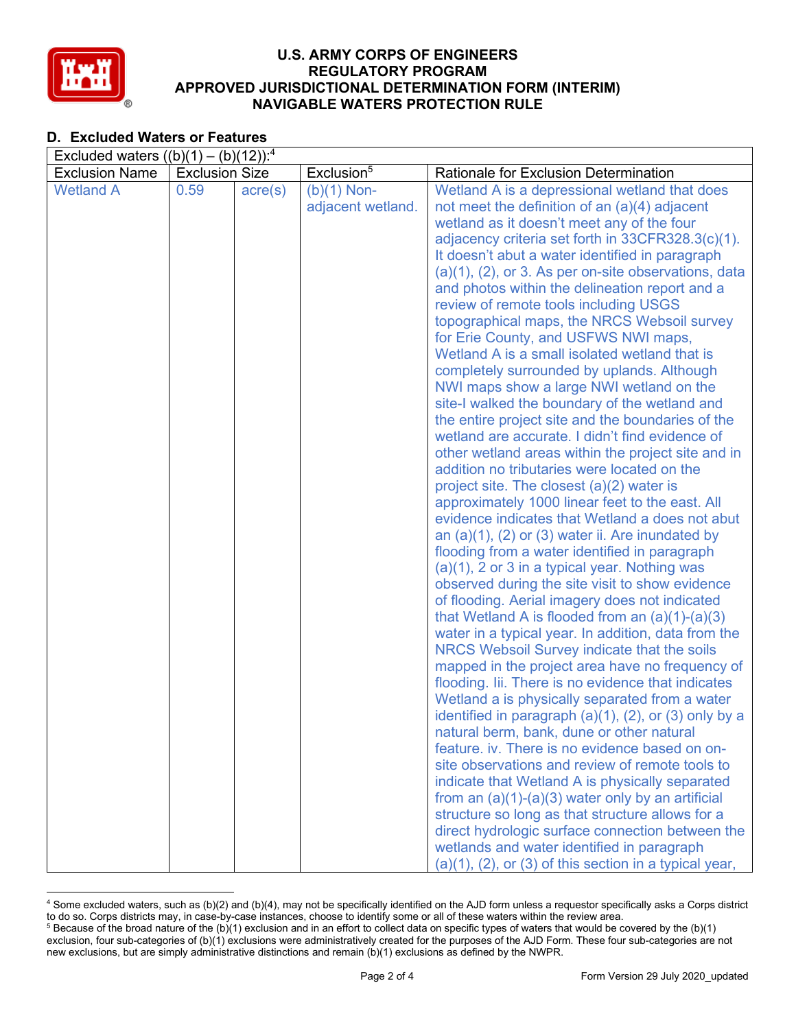## D. Excluded Waters or Features

| Excluded waters ((b)(1) – (b)(12)):[4] | | | | |
|---|---|---|---|---|
| Exclusion Name | Exclusion Size | | Exclusion[5] | Rationale for Exclusion Determination |
| Wetland A | 0.59 | acre(s) | (b)(1) Non-adjacent wetland. | Wetland A is a depressional wetland that does not meet the definition of an (a)(4) adjacent wetland as it doesn't meet any of the four adjacency criteria set forth in 33CFR328.3(c)(1). It doesn't abut a water identified in paragraph (a)(1), (2), or 3. As per on-site observations, data and photos within the delineation report and a review of remote tools including USGS topographical maps, the NRCS Websoil survey for Erie County, and USFWS NWI maps, Wetland A is a small isolated wetland that is completely surrounded by uplands. Although NWI maps show a large NWI wetland on the site-I walked the boundary of the wetland and the entire project site and the boundaries of the wetland are accurate. I didn't find evidence of other wetland areas within the project site and in addition no tributaries were located on the project site. The closest (a)(2) water is approximately 1000 linear feet to the east. All evidence indicates that Wetland a does not abut an (a)(1), (2) or (3) water ii. Are inundated by flooding from a water identified in paragraph (a)(1), 2 or 3 in a typical year. Nothing was observed during the site visit to show evidence of flooding. Aerial imagery does not indicated that Wetland A is flooded from an (a)(1)-(a)(3) water in a typical year. In addition, data from the NRCS Websoil Survey indicate that the soils mapped in the project area have no frequency of flooding. Iii. There is no evidence that indicates Wetland a is physically separated from a water identified in paragraph (a)(1), (2), or (3) only by a natural berm, bank, dune or other natural feature. iv. There is no evidence based on on-site observations and review of remote tools to indicate that Wetland A is physically separated from an (a)(1)-(a)(3) water only by an artificial structure so long as that structure allows for a direct hydrologic surface connection between the wetlands and water identified in paragraph (a)(1), (2), or (3) of this section in a typical year, |

[4] Some excluded waters, such as (b)(2) and (b)(4), may not be specifically identified on the AJD form unless a requestor specifically asks a Corps district to do so. Corps districts may, in case-by-case instances, choose to identify some or all of these waters within the review area.

[5] Because of the broad nature of the (b)(1) exclusion and in an effort to collect data on specific types of waters that would be covered by the (b)(1) exclusion, four sub-categories of (b)(1) exclusions were administratively created for the purposes of the AJD Form. These four sub-categories are not new exclusions, but are simply administrative distinctions and remain (b)(1) exclusions as defined by the NWPR.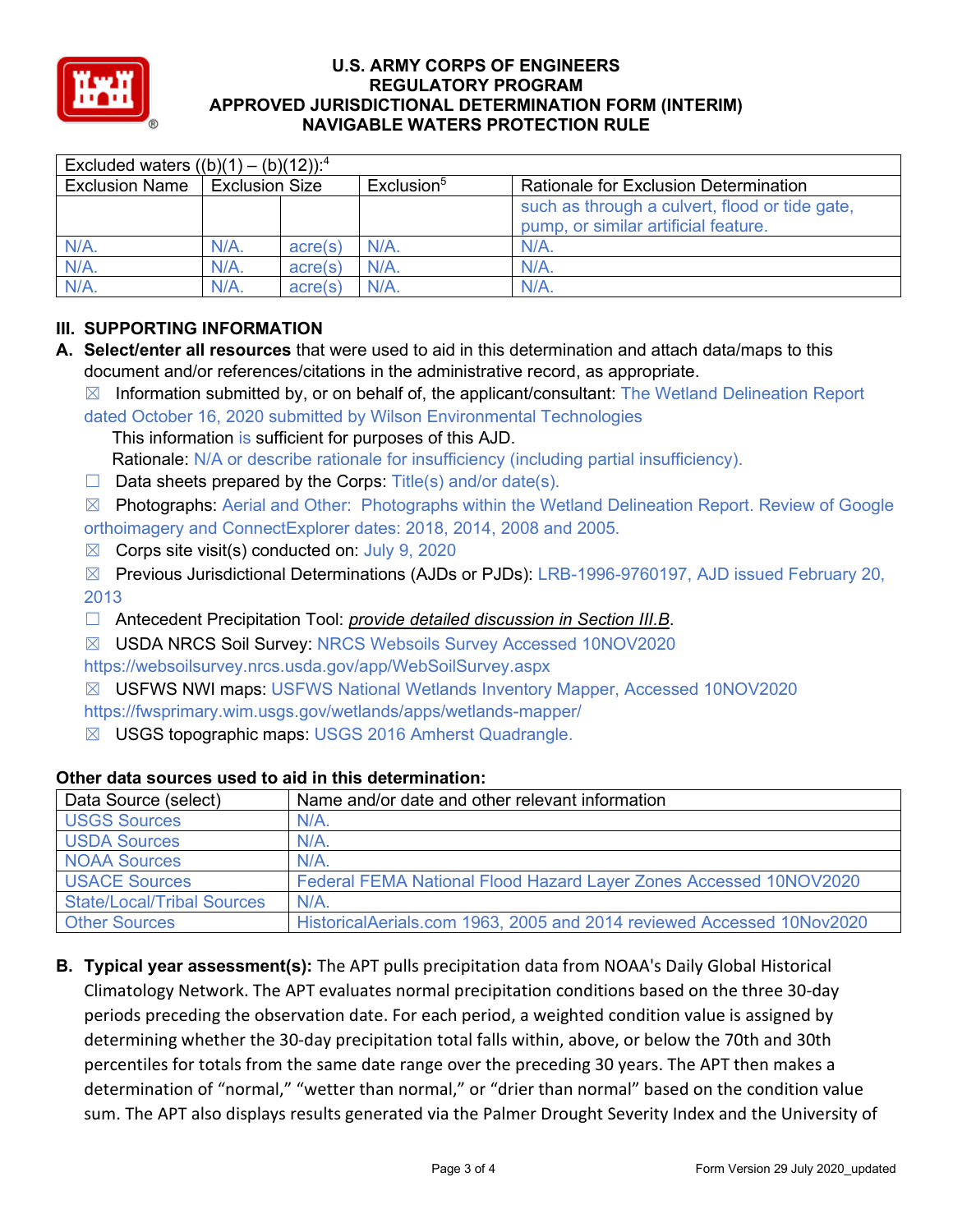| Excluded waters ((b)(1) – (b)(12)):[4] | | | | |
|---|---|---|---|---|
| Exclusion Name | Exclusion Size | | Exclusion[5] | Rationale for Exclusion Determination |
| | | | | such as through a culvert, flood or tide gate, pump, or similar artificial feature. |
| N/A. | N/A. | acre(s) | N/A. | N/A. |
| N/A. | N/A. | acre(s) | N/A. | N/A. |
| N/A. | N/A. | acre(s) | N/A. | N/A. |

## III. SUPPORTING INFORMATION

**A. Select/enter all resources** that were used to aid in this determination and attach data/maps to this document and/or references/citations in the administrative record, as appropriate.

☒ Information submitted by, or on behalf of, the applicant/consultant: The Wetland Delineation Report dated October 16, 2020 submitted by Wilson Environmental Technologies

This information is sufficient for purposes of this AJD.

Rationale: N/A or describe rationale for insufficiency (including partial insufficiency).

☐ Data sheets prepared by the Corps: Title(s) and/or date(s).

☒ Photographs: Aerial and Other: Photographs within the Wetland Delineation Report. Review of Google orthoimagery and ConnectExplorer dates: 2018, 2014, 2008 and 2005.

☒ Corps site visit(s) conducted on: July 9, 2020

☒ Previous Jurisdictional Determinations (AJDs or PJDs): LRB-1996-9760197, AJD issued February 20, 2013

☐ Antecedent Precipitation Tool: *provide detailed discussion in Section III.B*.

☒ USDA NRCS Soil Survey: NRCS Websoils Survey Accessed 10NOV2020 https://websoilsurvey.nrcs.usda.gov/app/WebSoilSurvey.aspx

☒ USFWS NWI maps: USFWS National Wetlands Inventory Mapper, Accessed 10NOV2020 https://fwsprimary.wim.usgs.gov/wetlands/apps/wetlands-mapper/

☒ USGS topographic maps: USGS 2016 Amherst Quadrangle.

**Other data sources used to aid in this determination:**

| Data Source (select) | Name and/or date and other relevant information |
|---|---|
| USGS Sources | N/A. |
| USDA Sources | N/A. |
| NOAA Sources | N/A. |
| USACE Sources | Federal FEMA National Flood Hazard Layer Zones Accessed 10NOV2020 |
| State/Local/Tribal Sources | N/A. |
| Other Sources | HistoricalAerials.com 1963, 2005 and 2014 reviewed Accessed 10Nov2020 |

**B. Typical year assessment(s):** The APT pulls precipitation data from NOAA's Daily Global Historical Climatology Network. The APT evaluates normal precipitation conditions based on the three 30-day periods preceding the observation date. For each period, a weighted condition value is assigned by determining whether the 30-day precipitation total falls within, above, or below the 70th and 30th percentiles for totals from the same date range over the preceding 30 years. The APT then makes a determination of "normal," "wetter than normal," or "drier than normal" based on the condition value sum. The APT also displays results generated via the Palmer Drought Severity Index and the University of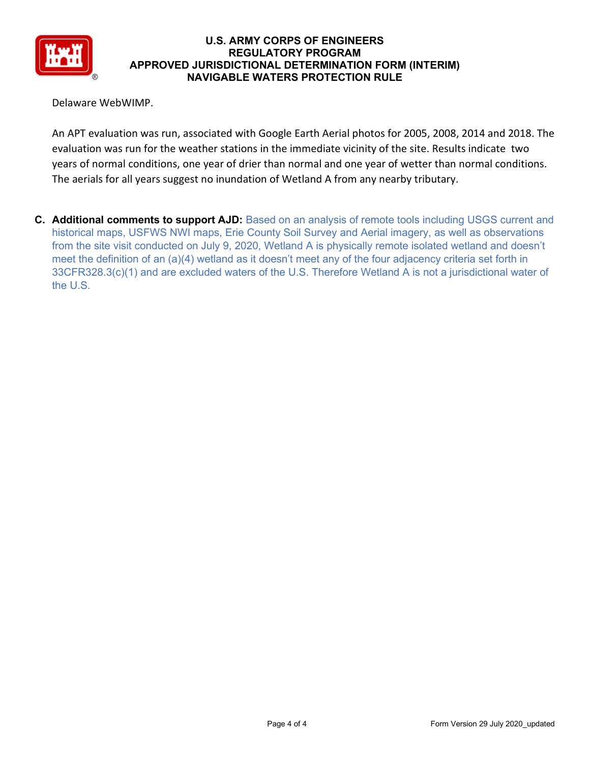Delaware WebWIMP.

An APT evaluation was run, associated with Google Earth Aerial photos for 2005, 2008, 2014 and 2018. The evaluation was run for the weather stations in the immediate vicinity of the site. Results indicate two years of normal conditions, one year of drier than normal and one year of wetter than normal conditions. The aerials for all years suggest no inundation of Wetland A from any nearby tributary.

**C. Additional comments to support AJD:** Based on an analysis of remote tools including USGS current and historical maps, USFWS NWI maps, Erie County Soil Survey and Aerial imagery, as well as observations from the site visit conducted on July 9, 2020, Wetland A is physically remote isolated wetland and doesn't meet the definition of an (a)(4) wetland as it doesn't meet any of the four adjacency criteria set forth in 33CFR328.3(c)(1) and are excluded waters of the U.S. Therefore Wetland A is not a jurisdictional water of the U.S.